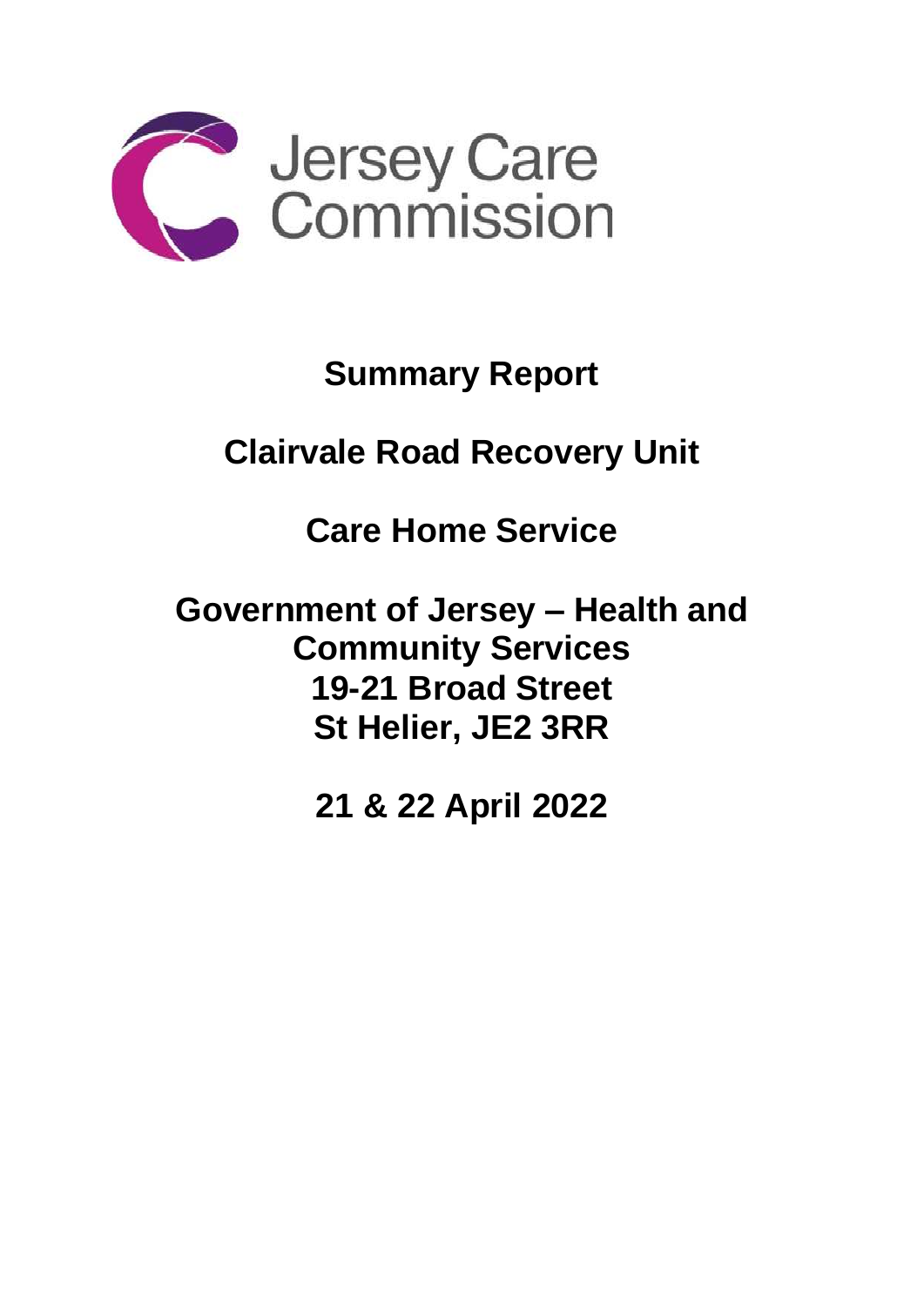Jersey Care Commission

# Summary Report

## Clairvale Road Recovery Unit

## Care Home Service

## Government of Jersey – Health and Community Services
## 19-21 Broad Street
## St Helier, JE2 3RR

## 21 & 22 April 2022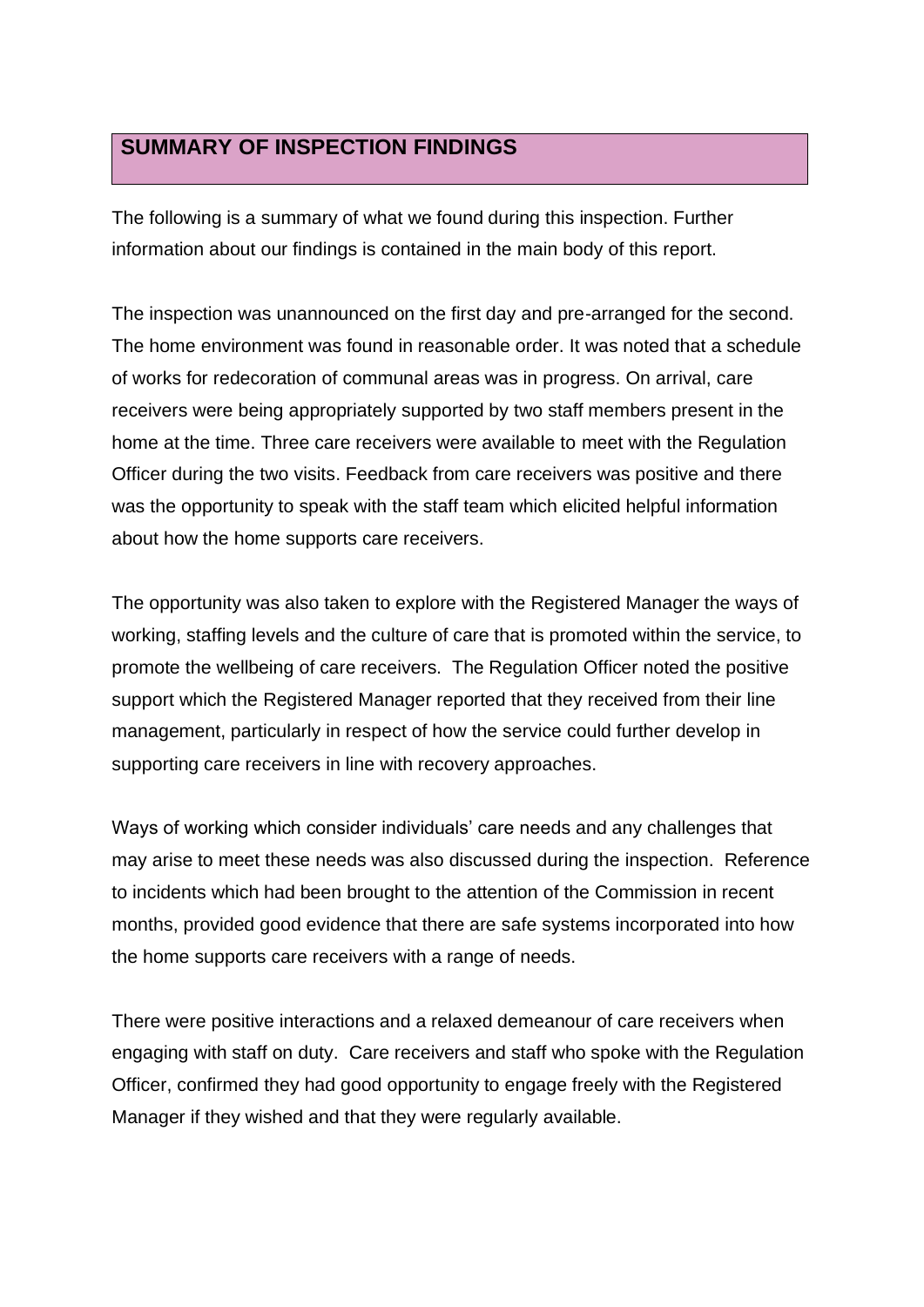## SUMMARY OF INSPECTION FINDINGS

The following is a summary of what we found during this inspection. Further information about our findings is contained in the main body of this report.

The inspection was unannounced on the first day and pre-arranged for the second. The home environment was found in reasonable order. It was noted that a schedule of works for redecoration of communal areas was in progress. On arrival, care receivers were being appropriately supported by two staff members present in the home at the time. Three care receivers were available to meet with the Regulation Officer during the two visits. Feedback from care receivers was positive and there was the opportunity to speak with the staff team which elicited helpful information about how the home supports care receivers.

The opportunity was also taken to explore with the Registered Manager the ways of working, staffing levels and the culture of care that is promoted within the service, to promote the wellbeing of care receivers. The Regulation Officer noted the positive support which the Registered Manager reported that they received from their line management, particularly in respect of how the service could further develop in supporting care receivers in line with recovery approaches.

Ways of working which consider individuals' care needs and any challenges that may arise to meet these needs was also discussed during the inspection. Reference to incidents which had been brought to the attention of the Commission in recent months, provided good evidence that there are safe systems incorporated into how the home supports care receivers with a range of needs.

There were positive interactions and a relaxed demeanour of care receivers when engaging with staff on duty. Care receivers and staff who spoke with the Regulation Officer, confirmed they had good opportunity to engage freely with the Registered Manager if they wished and that they were regularly available.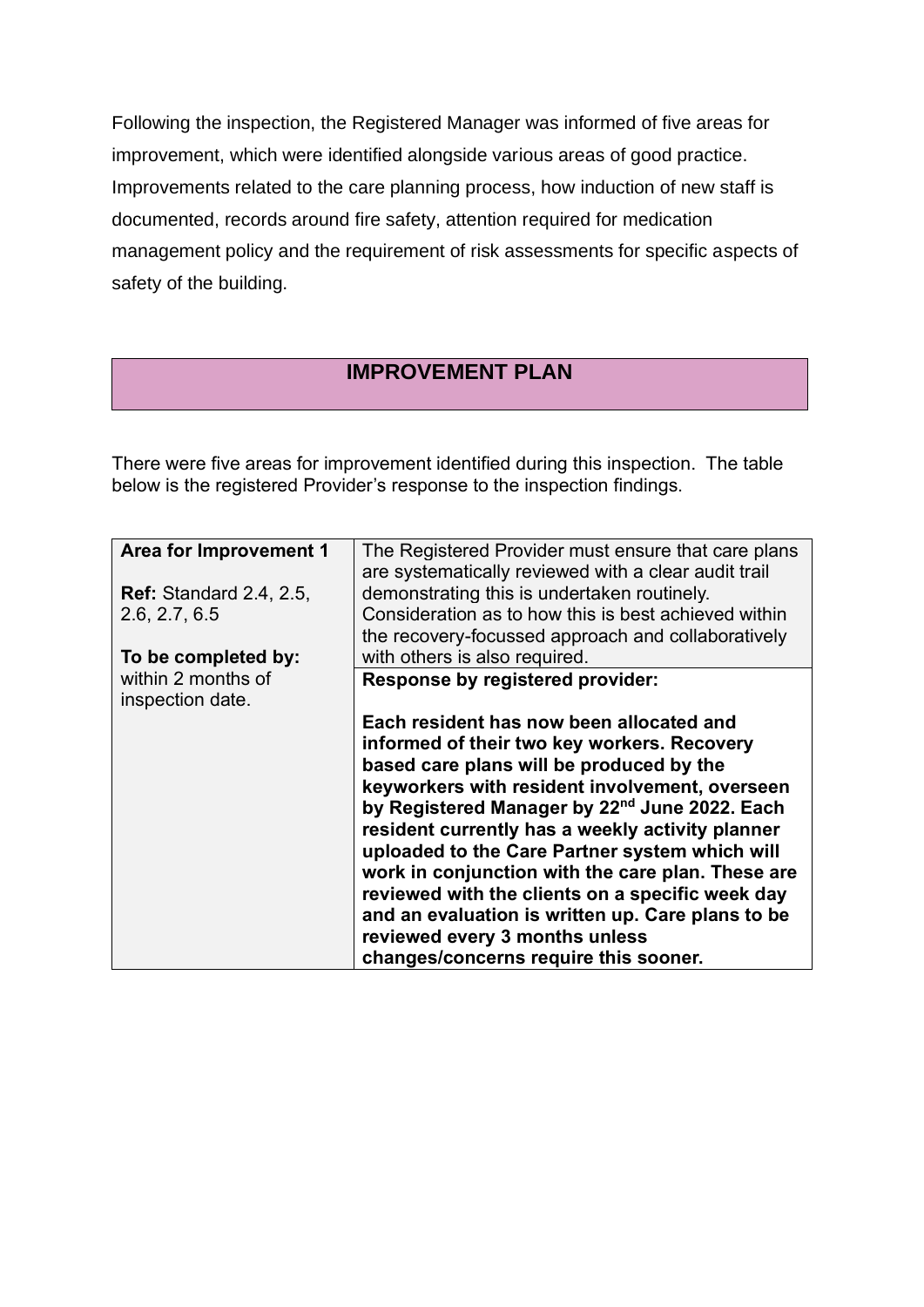Following the inspection, the Registered Manager was informed of five areas for improvement, which were identified alongside various areas of good practice. Improvements related to the care planning process, how induction of new staff is documented, records around fire safety, attention required for medication management policy and the requirement of risk assessments for specific aspects of safety of the building.

## IMPROVEMENT PLAN

There were five areas for improvement identified during this inspection. The table below is the registered Provider's response to the inspection findings.

| **Area for Improvement 1**<br><br>**Ref:** Standard 2.4, 2.5, 2.6, 2.7, 6.5<br><br>**To be completed by:** within 2 months of inspection date. | The Registered Provider must ensure that care plans are systematically reviewed with a clear audit trail demonstrating this is undertaken routinely. Consideration as to how this is best achieved within the recovery-focussed approach and collaboratively with others is also required. |
|---|---|
| | **Response by registered provider:**<br><br>**Each resident has now been allocated and informed of their two key workers. Recovery based care plans will be produced by the keyworkers with resident involvement, overseen by Registered Manager by 22nd June 2022. Each resident currently has a weekly activity planner uploaded to the Care Partner system which will work in conjunction with the care plan. These are reviewed with the clients on a specific week day and an evaluation is written up. Care plans to be reviewed every 3 months unless changes/concerns require this sooner.** |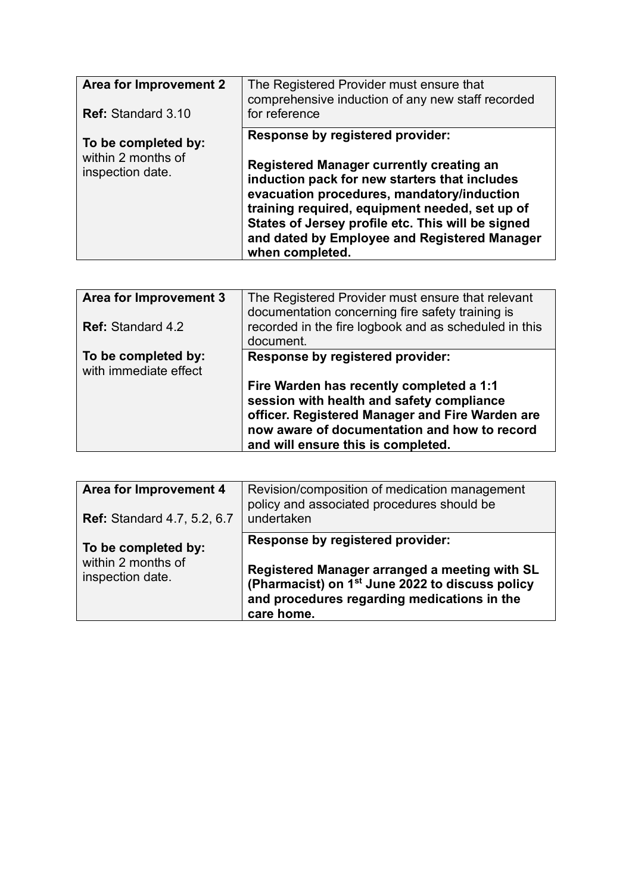| **Area for Improvement 2**<br><br>**Ref:** Standard 3.10 | The Registered Provider must ensure that comprehensive induction of any new staff recorded for reference |
|---|---|
| **To be completed by:**<br>within 2 months of inspection date. | **Response by registered provider:**<br><br>**Registered Manager currently creating an induction pack for new starters that includes evacuation procedures, mandatory/induction training required, equipment needed, set up of States of Jersey profile etc. This will be signed and dated by Employee and Registered Manager when completed.** |

| **Area for Improvement 3**<br><br>**Ref:** Standard 4.2 | The Registered Provider must ensure that relevant documentation concerning fire safety training is recorded in the fire logbook and as scheduled in this document. |
|---|---|
| **To be completed by:**<br>with immediate effect | **Response by registered provider:**<br><br>**Fire Warden has recently completed a 1:1 session with health and safety compliance officer. Registered Manager and Fire Warden are now aware of documentation and how to record and will ensure this is completed.** |

| **Area for Improvement 4**<br><br>**Ref:** Standard 4.7, 5.2, 6.7 | Revision/composition of medication management policy and associated procedures should be undertaken |
|---|---|
| **To be completed by:**<br>within 2 months of inspection date. | **Response by registered provider:**<br><br>**Registered Manager arranged a meeting with SL (Pharmacist) on 1st June 2022 to discuss policy and procedures regarding medications in the care home.** |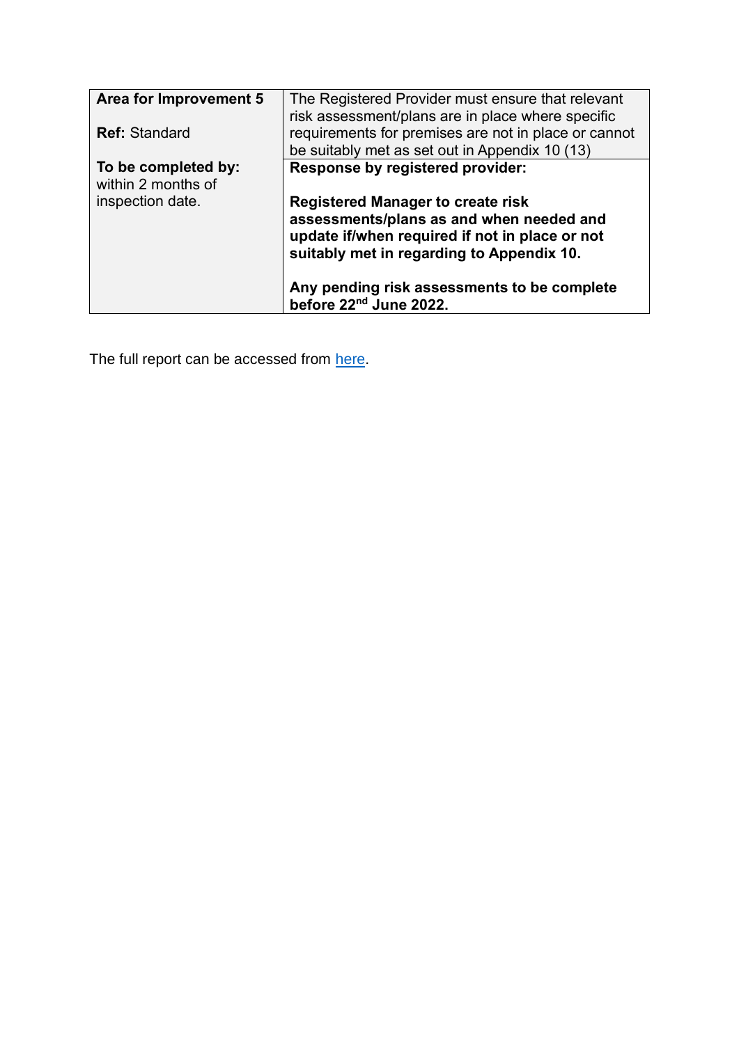| | |
|---|---|
| **Area for Improvement 5**<br><br>**Ref:** Standard | The Registered Provider must ensure that relevant risk assessment/plans are in place where specific requirements for premises are not in place or cannot be suitably met as set out in Appendix 10 (13) |
| **To be completed by:** within 2 months of inspection date. | **Response by registered provider:**<br><br>**Registered Manager to create risk assessments/plans as and when needed and update if/when required if not in place or not suitably met in regarding to Appendix 10.**<br><br>**Any pending risk assessments to be complete before 22nd June 2022.** |

The full report can be accessed from here.